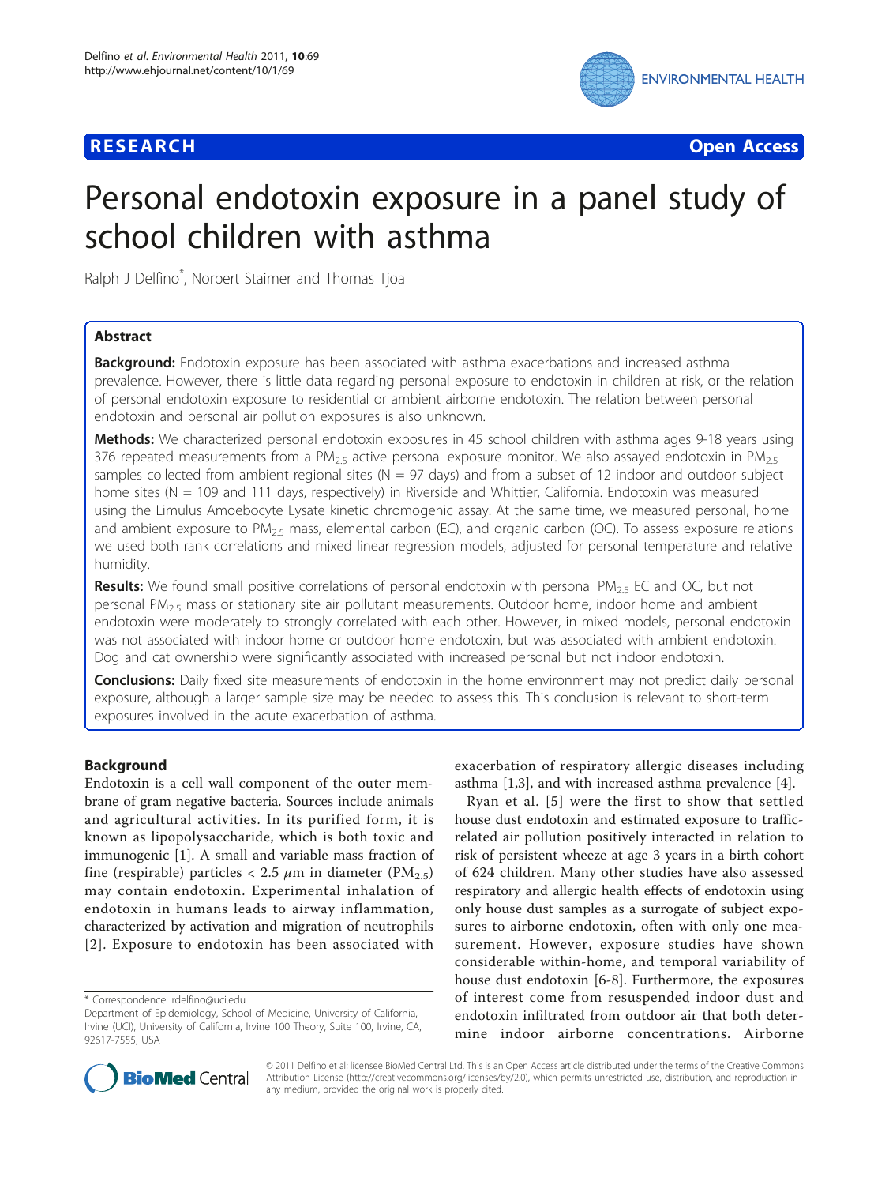RESEARCH Open Access

# Personal endotoxin exposure in a panel study of school children with asthma

Ralph J Delfino*, Norbert Staimer and Thomas Tjoa

## Abstract

**Background:** Endotoxin exposure has been associated with asthma exacerbations and increased asthma prevalence. However, there is little data regarding personal exposure to endotoxin in children at risk, or the relation of personal endotoxin exposure to residential or ambient airborne endotoxin. The relation between personal endotoxin and personal air pollution exposures is also unknown.

**Methods:** We characterized personal endotoxin exposures in 45 school children with asthma ages 9-18 years using 376 repeated measurements from a $PM_{2.5}$ active personal exposure monitor. We also assayed endotoxin in $PM_{2.5}$ samples collected from ambient regional sites (N = 97 days) and from a subset of 12 indoor and outdoor subject home sites (N = 109 and 111 days, respectively) in Riverside and Whittier, California. Endotoxin was measured using the Limulus Amoebocyte Lysate kinetic chromogenic assay. At the same time, we measured personal, home and ambient exposure to $PM_{2.5}$ mass, elemental carbon (EC), and organic carbon (OC). To assess exposure relations we used both rank correlations and mixed linear regression models, adjusted for personal temperature and relative humidity.

**Results:** We found small positive correlations of personal endotoxin with personal $PM_{2.5}$ EC and OC, but not personal $PM_{2.5}$ mass or stationary site air pollutant measurements. Outdoor home, indoor home and ambient endotoxin were moderately to strongly correlated with each other. However, in mixed models, personal endotoxin was not associated with indoor home or outdoor home endotoxin, but was associated with ambient endotoxin. Dog and cat ownership were significantly associated with increased personal but not indoor endotoxin.

**Conclusions:** Daily fixed site measurements of endotoxin in the home environment may not predict daily personal exposure, although a larger sample size may be needed to assess this. This conclusion is relevant to short-term exposures involved in the acute exacerbation of asthma.

## Background

Endotoxin is a cell wall component of the outer membrane of gram negative bacteria. Sources include animals and agricultural activities. In its purified form, it is known as lipopolysaccharide, which is both toxic and immunogenic [1]. A small and variable mass fraction of fine (respirable) particles < 2.5 $\mu$m in diameter ($PM_{2.5}$) may contain endotoxin. Experimental inhalation of endotoxin in humans leads to airway inflammation, characterized by activation and migration of neutrophils [2]. Exposure to endotoxin has been associated with exacerbation of respiratory allergic diseases including asthma [1,3], and with increased asthma prevalence [4].

Ryan et al. [5] were the first to show that settled house dust endotoxin and estimated exposure to traffic-related air pollution positively interacted in relation to risk of persistent wheeze at age 3 years in a birth cohort of 624 children. Many other studies have also assessed respiratory and allergic health effects of endotoxin using only house dust samples as a surrogate of subject exposures to airborne endotoxin, often with only one measurement. However, exposure studies have shown considerable within-home, and temporal variability of house dust endotoxin [6-8]. Furthermore, the exposures of interest come from resuspended indoor dust and endotoxin infiltrated from outdoor air that both determine indoor airborne concentrations. Airborne

\* Correspondence: rdelfino@uci.edu
Department of Epidemiology, School of Medicine, University of California, Irvine (UCI), University of California, Irvine 100 Theory, Suite 100, Irvine, CA, 92617-7555, USA

© 2011 Delfino et al; licensee BioMed Central Ltd. This is an Open Access article distributed under the terms of the Creative Commons Attribution License (http://creativecommons.org/licenses/by/2.0), which permits unrestricted use, distribution, and reproduction in any medium, provided the original work is properly cited.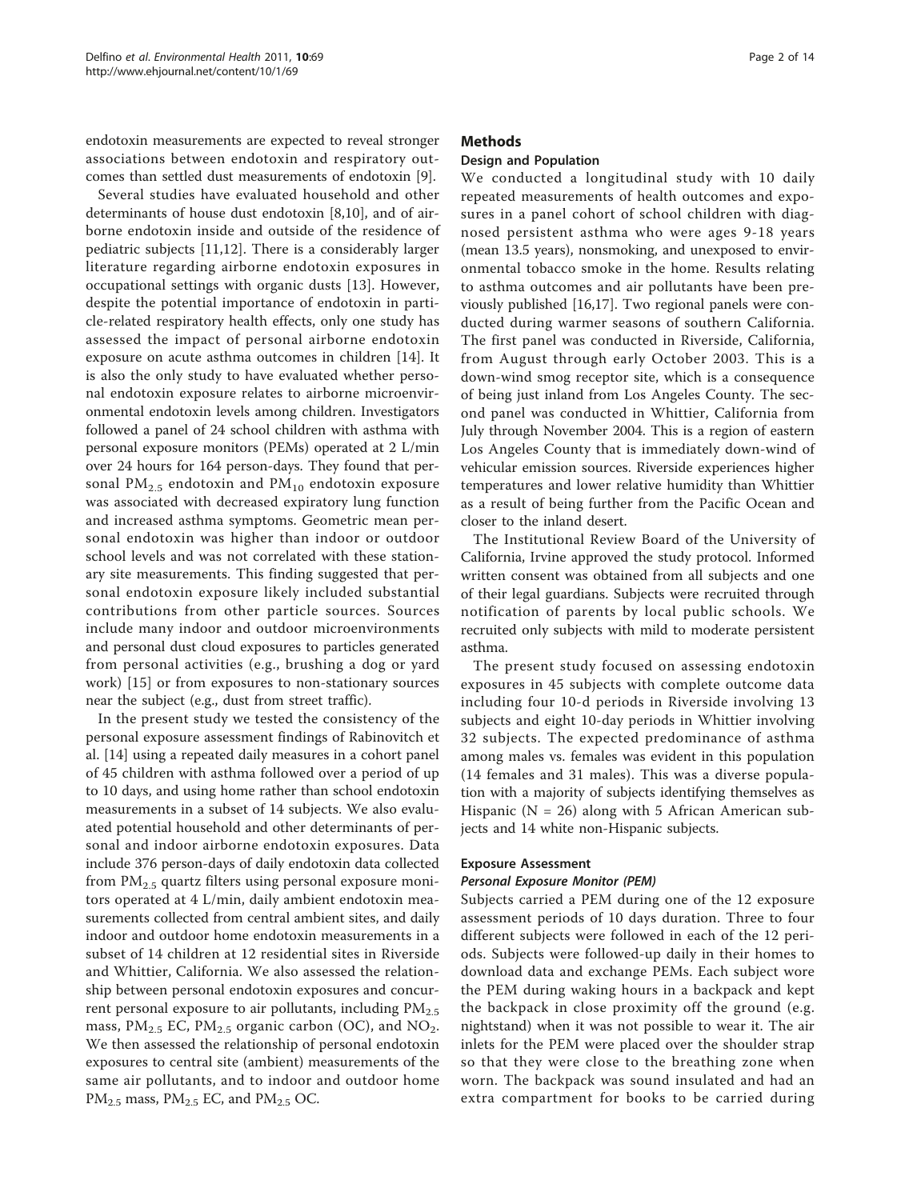endotoxin measurements are expected to reveal stronger associations between endotoxin and respiratory outcomes than settled dust measurements of endotoxin [9].

Several studies have evaluated household and other determinants of house dust endotoxin [8,10], and of airborne endotoxin inside and outside of the residence of pediatric subjects [11,12]. There is a considerably larger literature regarding airborne endotoxin exposures in occupational settings with organic dusts [13]. However, despite the potential importance of endotoxin in particle-related respiratory health effects, only one study has assessed the impact of personal airborne endotoxin exposure on acute asthma outcomes in children [14]. It is also the only study to have evaluated whether personal endotoxin exposure relates to airborne microenvironmental endotoxin levels among children. Investigators followed a panel of 24 school children with asthma with personal exposure monitors (PEMs) operated at 2 L/min over 24 hours for 164 person-days. They found that personal $PM_{2.5}$ endotoxin and $PM_{10}$ endotoxin exposure was associated with decreased expiratory lung function and increased asthma symptoms. Geometric mean personal endotoxin was higher than indoor or outdoor school levels and was not correlated with these stationary site measurements. This finding suggested that personal endotoxin exposure likely included substantial contributions from other particle sources. Sources include many indoor and outdoor microenvironments and personal dust cloud exposures to particles generated from personal activities (e.g., brushing a dog or yard work) [15] or from exposures to non-stationary sources near the subject (e.g., dust from street traffic).

In the present study we tested the consistency of the personal exposure assessment findings of Rabinovitch et al. [14] using a repeated daily measures in a cohort panel of 45 children with asthma followed over a period of up to 10 days, and using home rather than school endotoxin measurements in a subset of 14 subjects. We also evaluated potential household and other determinants of personal and indoor airborne endotoxin exposures. Data include 376 person-days of daily endotoxin data collected from $PM_{2.5}$ quartz filters using personal exposure monitors operated at 4 L/min, daily ambient endotoxin measurements collected from central ambient sites, and daily indoor and outdoor home endotoxin measurements in a subset of 14 children at 12 residential sites in Riverside and Whittier, California. We also assessed the relationship between personal endotoxin exposures and concurrent personal exposure to air pollutants, including $PM_{2.5}$ mass, $PM_{2.5}$ EC, $PM_{2.5}$ organic carbon (OC), and $NO_2$. We then assessed the relationship of personal endotoxin exposures to central site (ambient) measurements of the same air pollutants, and to indoor and outdoor home $PM_{2.5}$ mass, $PM_{2.5}$ EC, and $PM_{2.5}$ OC.

## Methods

### Design and Population

We conducted a longitudinal study with 10 daily repeated measurements of health outcomes and exposures in a panel cohort of school children with diagnosed persistent asthma who were ages 9-18 years (mean 13.5 years), nonsmoking, and unexposed to environmental tobacco smoke in the home. Results relating to asthma outcomes and air pollutants have been previously published [16,17]. Two regional panels were conducted during warmer seasons of southern California. The first panel was conducted in Riverside, California, from August through early October 2003. This is a down-wind smog receptor site, which is a consequence of being just inland from Los Angeles County. The second panel was conducted in Whittier, California from July through November 2004. This is a region of eastern Los Angeles County that is immediately down-wind of vehicular emission sources. Riverside experiences higher temperatures and lower relative humidity than Whittier as a result of being further from the Pacific Ocean and closer to the inland desert.

The Institutional Review Board of the University of California, Irvine approved the study protocol. Informed written consent was obtained from all subjects and one of their legal guardians. Subjects were recruited through notification of parents by local public schools. We recruited only subjects with mild to moderate persistent asthma.

The present study focused on assessing endotoxin exposures in 45 subjects with complete outcome data including four 10-d periods in Riverside involving 13 subjects and eight 10-day periods in Whittier involving 32 subjects. The expected predominance of asthma among males vs. females was evident in this population (14 females and 31 males). This was a diverse population with a majority of subjects identifying themselves as Hispanic (N = 26) along with 5 African American subjects and 14 white non-Hispanic subjects.

### Exposure Assessment

#### *Personal Exposure Monitor (PEM)*

Subjects carried a PEM during one of the 12 exposure assessment periods of 10 days duration. Three to four different subjects were followed in each of the 12 periods. Subjects were followed-up daily in their homes to download data and exchange PEMs. Each subject wore the PEM during waking hours in a backpack and kept the backpack in close proximity off the ground (e.g. nightstand) when it was not possible to wear it. The air inlets for the PEM were placed over the shoulder strap so that they were close to the breathing zone when worn. The backpack was sound insulated and had an extra compartment for books to be carried during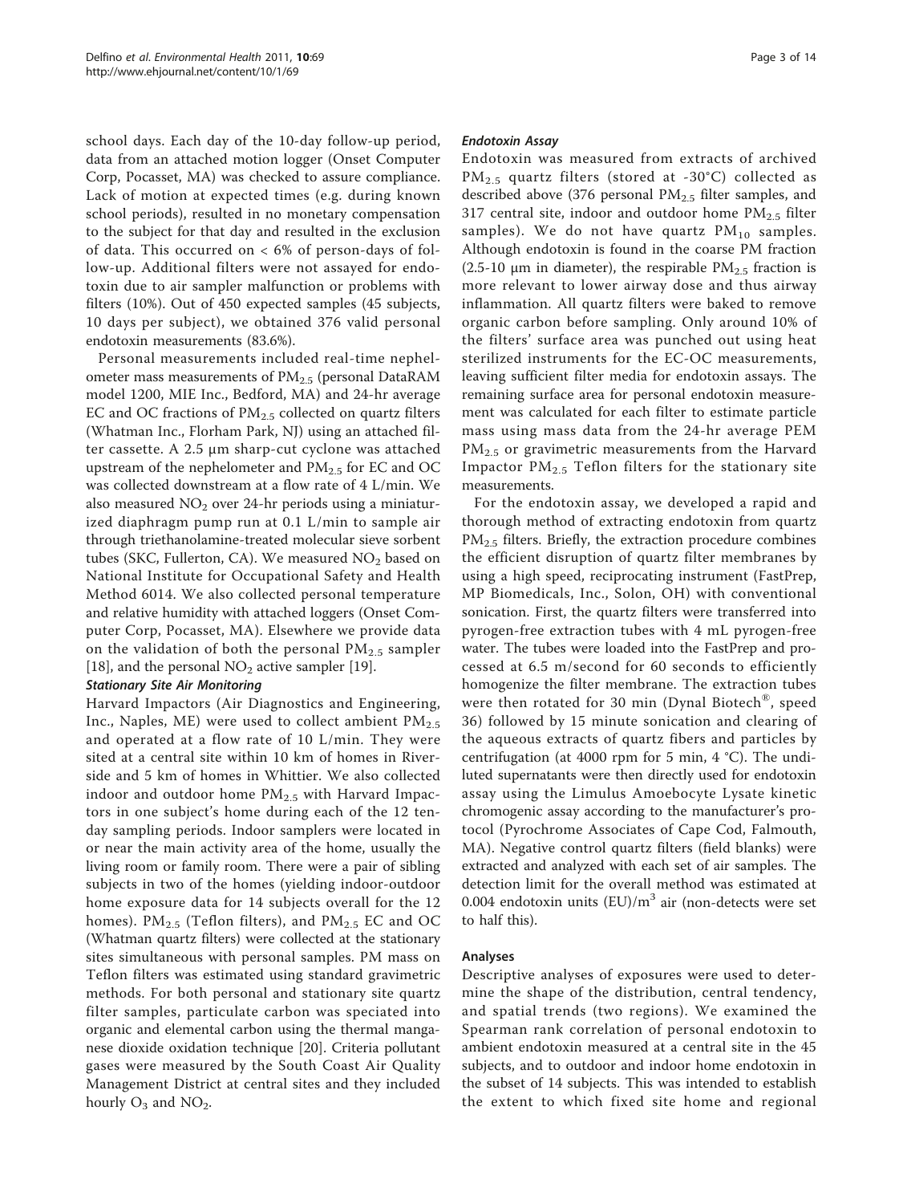school days. Each day of the 10-day follow-up period, data from an attached motion logger (Onset Computer Corp, Pocasset, MA) was checked to assure compliance. Lack of motion at expected times (e.g. during known school periods), resulted in no monetary compensation to the subject for that day and resulted in the exclusion of data. This occurred on < 6% of person-days of follow-up. Additional filters were not assayed for endotoxin due to air sampler malfunction or problems with filters (10%). Out of 450 expected samples (45 subjects, 10 days per subject), we obtained 376 valid personal endotoxin measurements (83.6%).

Personal measurements included real-time nephelometer mass measurements of $PM_{2.5}$ (personal DataRAM model 1200, MIE Inc., Bedford, MA) and 24-hr average EC and OC fractions of $PM_{2.5}$ collected on quartz filters (Whatman Inc., Florham Park, NJ) using an attached filter cassette. A 2.5 μm sharp-cut cyclone was attached upstream of the nephelometer and $PM_{2.5}$ for EC and OC was collected downstream at a flow rate of 4 L/min. We also measured $NO_2$ over 24-hr periods using a miniaturized diaphragm pump run at 0.1 L/min to sample air through triethanolamine-treated molecular sieve sorbent tubes (SKC, Fullerton, CA). We measured $NO_2$ based on National Institute for Occupational Safety and Health Method 6014. We also collected personal temperature and relative humidity with attached loggers (Onset Computer Corp, Pocasset, MA). Elsewhere we provide data on the validation of both the personal $PM_{2.5}$ sampler [18], and the personal $NO_2$ active sampler [19].

#### *Stationary Site Air Monitoring*

Harvard Impactors (Air Diagnostics and Engineering, Inc., Naples, ME) were used to collect ambient $PM_{2.5}$ and operated at a flow rate of 10 L/min. They were sited at a central site within 10 km of homes in Riverside and 5 km of homes in Whittier. We also collected indoor and outdoor home $PM_{2.5}$ with Harvard Impactors in one subject's home during each of the 12 ten-day sampling periods. Indoor samplers were located in or near the main activity area of the home, usually the living room or family room. There were a pair of sibling subjects in two of the homes (yielding indoor-outdoor home exposure data for 14 subjects overall for the 12 homes). $PM_{2.5}$ (Teflon filters), and $PM_{2.5}$ EC and OC (Whatman quartz filters) were collected at the stationary sites simultaneous with personal samples. PM mass on Teflon filters was estimated using standard gravimetric methods. For both personal and stationary site quartz filter samples, particulate carbon was speciated into organic and elemental carbon using the thermal manganese dioxide oxidation technique [20]. Criteria pollutant gases were measured by the South Coast Air Quality Management District at central sites and they included hourly $O_3$ and $NO_2$.

#### *Endotoxin Assay*

Endotoxin was measured from extracts of archived $PM_{2.5}$ quartz filters (stored at -30°C) collected as described above (376 personal $PM_{2.5}$ filter samples, and 317 central site, indoor and outdoor home $PM_{2.5}$ filter samples). We do not have quartz $PM_{10}$ samples. Although endotoxin is found in the coarse PM fraction (2.5-10 μm in diameter), the respirable $PM_{2.5}$ fraction is more relevant to lower airway dose and thus airway inflammation. All quartz filters were baked to remove organic carbon before sampling. Only around 10% of the filters' surface area was punched out using heat sterilized instruments for the EC-OC measurements, leaving sufficient filter media for endotoxin assays. The remaining surface area for personal endotoxin measurement was calculated for each filter to estimate particle mass using mass data from the 24-hr average PEM $PM_{2.5}$ or gravimetric measurements from the Harvard Impactor $PM_{2.5}$ Teflon filters for the stationary site measurements.

For the endotoxin assay, we developed a rapid and thorough method of extracting endotoxin from quartz $PM_{2.5}$ filters. Briefly, the extraction procedure combines the efficient disruption of quartz filter membranes by using a high speed, reciprocating instrument (FastPrep, MP Biomedicals, Inc., Solon, OH) with conventional sonication. First, the quartz filters were transferred into pyrogen-free extraction tubes with 4 mL pyrogen-free water. The tubes were loaded into the FastPrep and processed at 6.5 m/second for 60 seconds to efficiently homogenize the filter membrane. The extraction tubes were then rotated for 30 min (Dynal Biotech®, speed 36) followed by 15 minute sonication and clearing of the aqueous extracts of quartz fibers and particles by centrifugation (at 4000 rpm for 5 min, 4 °C). The undiluted supernatants were then directly used for endotoxin assay using the Limulus Amoebocyte Lysate kinetic chromogenic assay according to the manufacturer's protocol (Pyrochrome Associates of Cape Cod, Falmouth, MA). Negative control quartz filters (field blanks) were extracted and analyzed with each set of air samples. The detection limit for the overall method was estimated at 0.004 endotoxin units (EU)/$m^3$ air (non-detects were set to half this).

### Analyses

Descriptive analyses of exposures were used to determine the shape of the distribution, central tendency, and spatial trends (two regions). We examined the Spearman rank correlation of personal endotoxin to ambient endotoxin measured at a central site in the 45 subjects, and to outdoor and indoor home endotoxin in the subset of 14 subjects. This was intended to establish the extent to which fixed site home and regional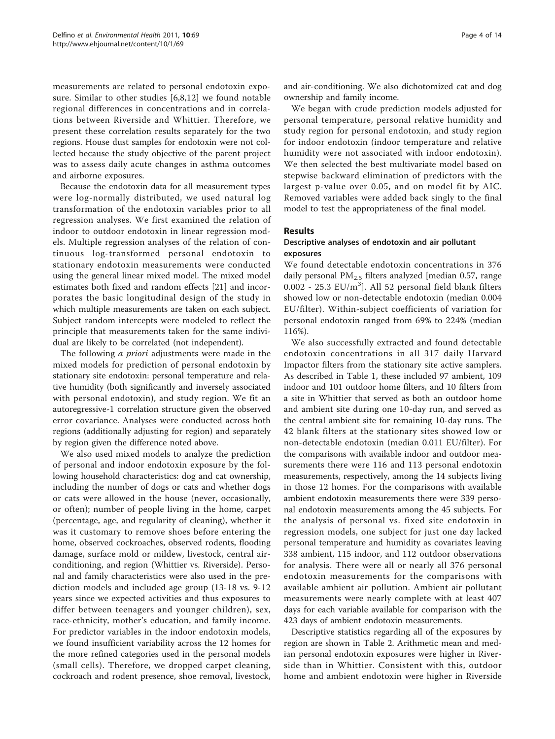measurements are related to personal endotoxin exposure. Similar to other studies [6,8,12] we found notable regional differences in concentrations and in correlations between Riverside and Whittier. Therefore, we present these correlation results separately for the two regions. House dust samples for endotoxin were not collected because the study objective of the parent project was to assess daily acute changes in asthma outcomes and airborne exposures.

Because the endotoxin data for all measurement types were log-normally distributed, we used natural log transformation of the endotoxin variables prior to all regression analyses. We first examined the relation of indoor to outdoor endotoxin in linear regression models. Multiple regression analyses of the relation of continuous log-transformed personal endotoxin to stationary endotoxin measurements were conducted using the general linear mixed model. The mixed model estimates both fixed and random effects [21] and incorporates the basic longitudinal design of the study in which multiple measurements are taken on each subject. Subject random intercepts were modeled to reflect the principle that measurements taken for the same individual are likely to be correlated (not independent).

The following *a priori* adjustments were made in the mixed models for prediction of personal endotoxin by stationary site endotoxin: personal temperature and relative humidity (both significantly and inversely associated with personal endotoxin), and study region. We fit an autoregressive-1 correlation structure given the observed error covariance. Analyses were conducted across both regions (additionally adjusting for region) and separately by region given the difference noted above.

We also used mixed models to analyze the prediction of personal and indoor endotoxin exposure by the following household characteristics: dog and cat ownership, including the number of dogs or cats and whether dogs or cats were allowed in the house (never, occasionally, or often); number of people living in the home, carpet (percentage, age, and regularity of cleaning), whether it was it customary to remove shoes before entering the home, observed cockroaches, observed rodents, flooding damage, surface mold or mildew, livestock, central air-conditioning, and region (Whittier vs. Riverside). Personal and family characteristics were also used in the prediction models and included age group (13-18 vs. 9-12 years since we expected activities and thus exposures to differ between teenagers and younger children), sex, race-ethnicity, mother's education, and family income. For predictor variables in the indoor endotoxin models, we found insufficient variability across the 12 homes for the more refined categories used in the personal models (small cells). Therefore, we dropped carpet cleaning, cockroach and rodent presence, shoe removal, livestock, and air-conditioning. We also dichotomized cat and dog ownership and family income.

We began with crude prediction models adjusted for personal temperature, personal relative humidity and study region for personal endotoxin, and study region for indoor endotoxin (indoor temperature and relative humidity were not associated with indoor endotoxin). We then selected the best multivariate model based on stepwise backward elimination of predictors with the largest p-value over 0.05, and on model fit by AIC. Removed variables were added back singly to the final model to test the appropriateness of the final model.

## Results

### Descriptive analyses of endotoxin and air pollutant exposures

We found detectable endotoxin concentrations in 376 daily personal $PM_{2.5}$ filters analyzed [median 0.57, range 0.002 - 25.3 EU/$m^3$]. All 52 personal field blank filters showed low or non-detectable endotoxin (median 0.004 EU/filter). Within-subject coefficients of variation for personal endotoxin ranged from 69% to 224% (median 116%).

We also successfully extracted and found detectable endotoxin concentrations in all 317 daily Harvard Impactor filters from the stationary site active samplers. As described in Table 1, these included 97 ambient, 109 indoor and 101 outdoor home filters, and 10 filters from a site in Whittier that served as both an outdoor home and ambient site during one 10-day run, and served as the central ambient site for remaining 10-day runs. The 42 blank filters at the stationary sites showed low or non-detectable endotoxin (median 0.011 EU/filter). For the comparisons with available indoor and outdoor measurements there were 116 and 113 personal endotoxin measurements, respectively, among the 14 subjects living in those 12 homes. For the comparisons with available ambient endotoxin measurements there were 339 personal endotoxin measurements among the 45 subjects. For the analysis of personal vs. fixed site endotoxin in regression models, one subject for just one day lacked personal temperature and humidity as covariates leaving 338 ambient, 115 indoor, and 112 outdoor observations for analysis. There were all or nearly all 376 personal endotoxin measurements for the comparisons with available ambient air pollution. Ambient air pollutant measurements were nearly complete with at least 407 days for each variable available for comparison with the 423 days of ambient endotoxin measurements.

Descriptive statistics regarding all of the exposures by region are shown in Table 2. Arithmetic mean and median personal endotoxin exposures were higher in Riverside than in Whittier. Consistent with this, outdoor home and ambient endotoxin were higher in Riverside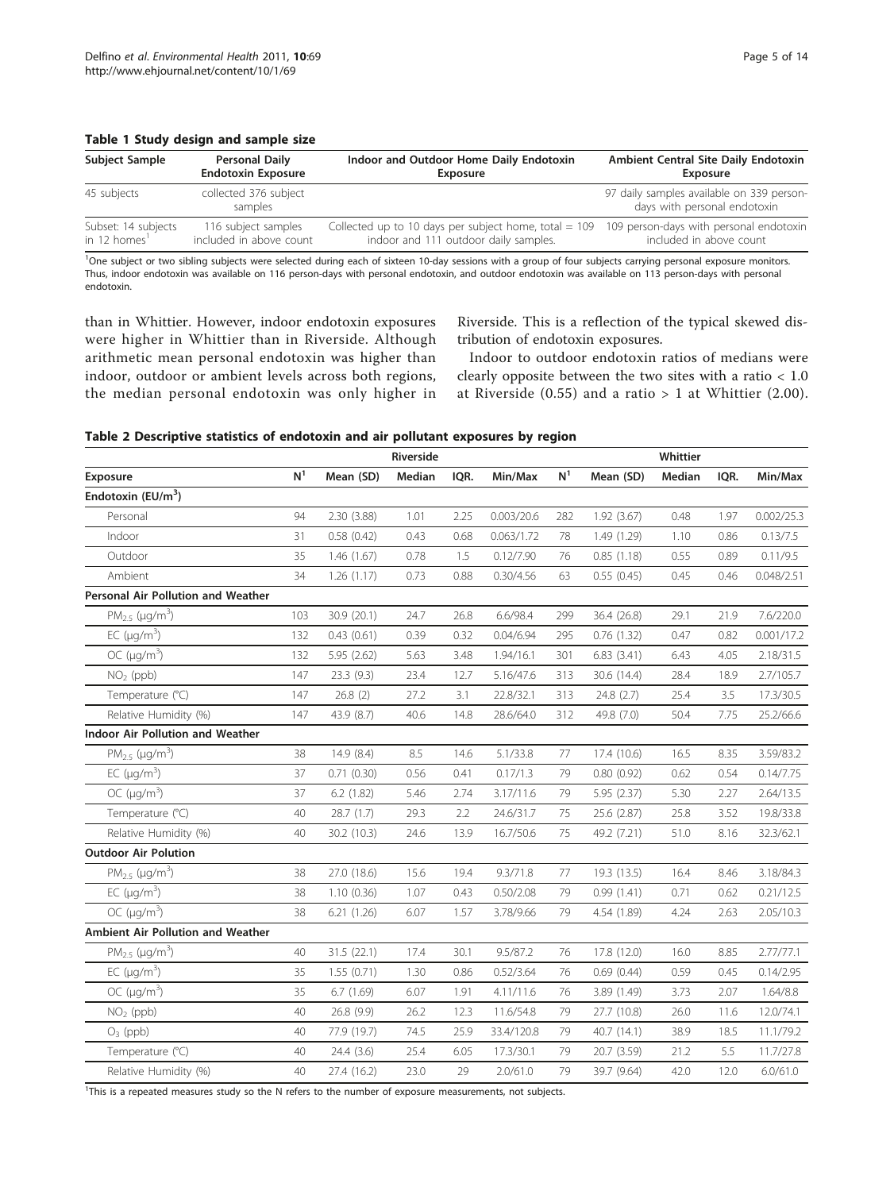**Table 1 Study design and sample size**

| Subject Sample | Personal Daily Endotoxin Exposure | Indoor and Outdoor Home Daily Endotoxin Exposure | Ambient Central Site Daily Endotoxin Exposure |
|---|---|---|---|
| 45 subjects | collected 376 subject samples | | 97 daily samples available on 339 person-days with personal endotoxin |
| Subset: 14 subjects in 12 homes[1] | 116 subject samples included in above count | Collected up to 10 days per subject home, total = 109 indoor and 111 outdoor daily samples. | 109 person-days with personal endotoxin included in above count |

[1]One subject or two sibling subjects were selected during each of sixteen 10-day sessions with a group of four subjects carrying personal exposure monitors. Thus, indoor endotoxin was available on 116 person-days with personal endotoxin, and outdoor endotoxin was available on 113 person-days with personal endotoxin.

than in Whittier. However, indoor endotoxin exposures were higher in Whittier than in Riverside. Although arithmetic mean personal endotoxin was higher than indoor, outdoor or ambient levels across both regions, the median personal endotoxin was only higher in Riverside. This is a reflection of the typical skewed distribution of endotoxin exposures.

Indoor to outdoor endotoxin ratios of medians were clearly opposite between the two sites with a ratio < 1.0 at Riverside (0.55) and a ratio > 1 at Whittier (2.00).

**Table 2 Descriptive statistics of endotoxin and air pollutant exposures by region**

| | Riverside | | | | | Whittier | | | | |
|---|---|---|---|---|---|---|---|---|---|---|
| **Exposure** | **N[1]** | **Mean (SD)** | **Median** | **IQR.** | **Min/Max** | **N[1]** | **Mean (SD)** | **Median** | **IQR.** | **Min/Max** |
| **Endotoxin (EU/m$^3$)** | | | | | | | | | | |
| Personal | 94 | 2.30 (3.88) | 1.01 | 2.25 | 0.003/20.6 | 282 | 1.92 (3.67) | 0.48 | 1.97 | 0.002/25.3 |
| Indoor | 31 | 0.58 (0.42) | 0.43 | 0.68 | 0.063/1.72 | 78 | 1.49 (1.29) | 1.10 | 0.86 | 0.13/7.5 |
| Outdoor | 35 | 1.46 (1.67) | 0.78 | 1.5 | 0.12/7.90 | 76 | 0.85 (1.18) | 0.55 | 0.89 | 0.11/9.5 |
| Ambient | 34 | 1.26 (1.17) | 0.73 | 0.88 | 0.30/4.56 | 63 | 0.55 (0.45) | 0.45 | 0.46 | 0.048/2.51 |
| **Personal Air Pollution and Weather** | | | | | | | | | | |
| $PM_{2.5}$ (μg/m$^3$) | 103 | 30.9 (20.1) | 24.7 | 26.8 | 6.6/98.4 | 299 | 36.4 (26.8) | 29.1 | 21.9 | 7.6/220.0 |
| EC (μg/m$^3$) | 132 | 0.43 (0.61) | 0.39 | 0.32 | 0.04/6.94 | 295 | 0.76 (1.32) | 0.47 | 0.82 | 0.001/17.2 |
| OC (μg/m$^3$) | 132 | 5.95 (2.62) | 5.63 | 3.48 | 1.94/16.1 | 301 | 6.83 (3.41) | 6.43 | 4.05 | 2.18/31.5 |
| $NO_2$ (ppb) | 147 | 23.3 (9.3) | 23.4 | 12.7 | 5.16/47.6 | 313 | 30.6 (14.4) | 28.4 | 18.9 | 2.7/105.7 |
| Temperature (°C) | 147 | 26.8 (2) | 27.2 | 3.1 | 22.8/32.1 | 313 | 24.8 (2.7) | 25.4 | 3.5 | 17.3/30.5 |
| Relative Humidity (%) | 147 | 43.9 (8.7) | 40.6 | 14.8 | 28.6/64.0 | 312 | 49.8 (7.0) | 50.4 | 7.75 | 25.2/66.6 |
| **Indoor Air Pollution and Weather** | | | | | | | | | | |
| $PM_{2.5}$ (μg/m$^3$) | 38 | 14.9 (8.4) | 8.5 | 14.6 | 5.1/33.8 | 77 | 17.4 (10.6) | 16.5 | 8.35 | 3.59/83.2 |
| EC (μg/m$^3$) | 37 | 0.71 (0.30) | 0.56 | 0.41 | 0.17/1.3 | 79 | 0.80 (0.92) | 0.62 | 0.54 | 0.14/7.75 |
| OC (μg/m$^3$) | 37 | 6.2 (1.82) | 5.46 | 2.74 | 3.17/11.6 | 79 | 5.95 (2.37) | 5.30 | 2.27 | 2.64/13.5 |
| Temperature (°C) | 40 | 28.7 (1.7) | 29.3 | 2.2 | 24.6/31.7 | 75 | 25.6 (2.87) | 25.8 | 3.52 | 19.8/33.8 |
| Relative Humidity (%) | 40 | 30.2 (10.3) | 24.6 | 13.9 | 16.7/50.6 | 75 | 49.2 (7.21) | 51.0 | 8.16 | 32.3/62.1 |
| **Outdoor Air Polution** | | | | | | | | | | |
| $PM_{2.5}$ (μg/m$^3$) | 38 | 27.0 (18.6) | 15.6 | 19.4 | 9.3/71.8 | 77 | 19.3 (13.5) | 16.4 | 8.46 | 3.18/84.3 |
| EC (μg/m$^3$) | 38 | 1.10 (0.36) | 1.07 | 0.43 | 0.50/2.08 | 79 | 0.99 (1.41) | 0.71 | 0.62 | 0.21/12.5 |
| OC (μg/m$^3$) | 38 | 6.21 (1.26) | 6.07 | 1.57 | 3.78/9.66 | 79 | 4.54 (1.89) | 4.24 | 2.63 | 2.05/10.3 |
| **Ambient Air Pollution and Weather** | | | | | | | | | | |
| $PM_{2.5}$ (μg/m$^3$) | 40 | 31.5 (22.1) | 17.4 | 30.1 | 9.5/87.2 | 76 | 17.8 (12.0) | 16.0 | 8.85 | 2.77/77.1 |
| EC (μg/m$^3$) | 35 | 1.55 (0.71) | 1.30 | 0.86 | 0.52/3.64 | 76 | 0.69 (0.44) | 0.59 | 0.45 | 0.14/2.95 |
| OC (μg/m$^3$) | 35 | 6.7 (1.69) | 6.07 | 1.91 | 4.11/11.6 | 76 | 3.89 (1.49) | 3.73 | 2.07 | 1.64/8.8 |
| $NO_2$ (ppb) | 40 | 26.8 (9.9) | 26.2 | 12.3 | 11.6/54.8 | 79 | 27.7 (10.8) | 26.0 | 11.6 | 12.0/74.1 |
| $O_3$ (ppb) | 40 | 77.9 (19.7) | 74.5 | 25.9 | 33.4/120.8 | 79 | 40.7 (14.1) | 38.9 | 18.5 | 11.1/79.2 |
| Temperature (°C) | 40 | 24.4 (3.6) | 25.4 | 6.05 | 17.3/30.1 | 79 | 20.7 (3.59) | 21.2 | 5.5 | 11.7/27.8 |
| Relative Humidity (%) | 40 | 27.4 (16.2) | 23.0 | 29 | 2.0/61.0 | 79 | 39.7 (9.64) | 42.0 | 12.0 | 6.0/61.0 |

[1]This is a repeated measures study so the N refers to the number of exposure measurements, not subjects.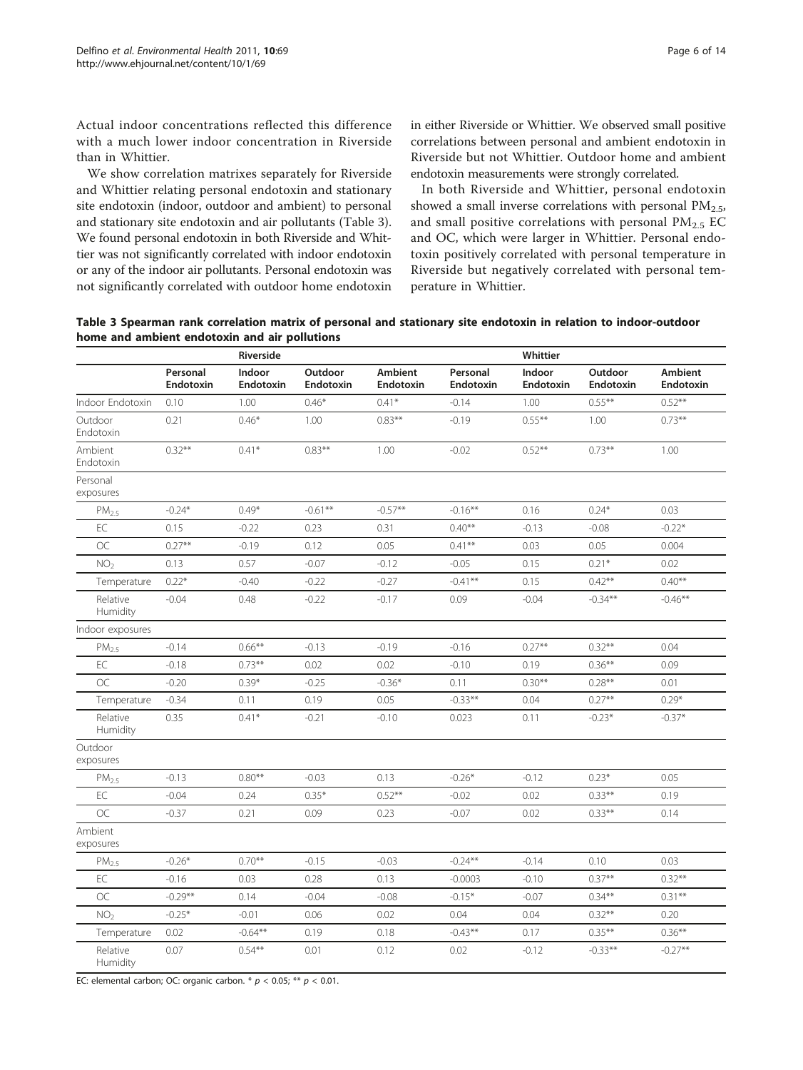Actual indoor concentrations reflected this difference with a much lower indoor concentration in Riverside than in Whittier.

We show correlation matrixes separately for Riverside and Whittier relating personal endotoxin and stationary site endotoxin (indoor, outdoor and ambient) to personal and stationary site endotoxin and air pollutants (Table 3). We found personal endotoxin in both Riverside and Whittier was not significantly correlated with indoor endotoxin or any of the indoor air pollutants. Personal endotoxin was not significantly correlated with outdoor home endotoxin in either Riverside or Whittier. We observed small positive correlations between personal and ambient endotoxin in Riverside but not Whittier. Outdoor home and ambient endotoxin measurements were strongly correlated.

In both Riverside and Whittier, personal endotoxin showed a small inverse correlations with personal $PM_{2.5}$, and small positive correlations with personal $PM_{2.5}$ EC and OC, which were larger in Whittier. Personal endotoxin positively correlated with personal temperature in Riverside but negatively correlated with personal temperature in Whittier.

**Table 3 Spearman rank correlation matrix of personal and stationary site endotoxin in relation to indoor-outdoor home and ambient endotoxin and air pollutions**

| | Riverside | | | | Whittier | | | |
|---|---|---|---|---|---|---|---|---|
| | Personal Endotoxin | Indoor Endotoxin | Outdoor Endotoxin | Ambient Endotoxin | Personal Endotoxin | Indoor Endotoxin | Outdoor Endotoxin | Ambient Endotoxin |
| Indoor Endotoxin | 0.10 | 1.00 | 0.46* | 0.41* | -0.14 | 1.00 | 0.55** | 0.52** |
| Outdoor Endotoxin | 0.21 | 0.46* | 1.00 | 0.83** | -0.19 | 0.55** | 1.00 | 0.73** |
| Ambient Endotoxin | 0.32** | 0.41* | 0.83** | 1.00 | -0.02 | 0.52** | 0.73** | 1.00 |
| Personal exposures | | | | | | | | |
| $PM_{2.5}$ | -0.24* | 0.49* | -0.61** | -0.57** | -0.16** | 0.16 | 0.24* | 0.03 |
| EC | 0.15 | -0.22 | 0.23 | 0.31 | 0.40** | -0.13 | -0.08 | -0.22* |
| OC | 0.27** | -0.19 | 0.12 | 0.05 | 0.41** | 0.03 | 0.05 | 0.004 |
| $NO_2$ | 0.13 | 0.57 | -0.07 | -0.12 | -0.05 | 0.15 | 0.21* | 0.02 |
| Temperature | 0.22* | -0.40 | -0.22 | -0.27 | -0.41** | 0.15 | 0.42** | 0.40** |
| Relative Humidity | -0.04 | 0.48 | -0.22 | -0.17 | 0.09 | -0.04 | -0.34** | -0.46** |
| Indoor exposures | | | | | | | | |
| $PM_{2.5}$ | -0.14 | 0.66** | -0.13 | -0.19 | -0.16 | 0.27** | 0.32** | 0.04 |
| EC | -0.18 | 0.73** | 0.02 | 0.02 | -0.10 | 0.19 | 0.36** | 0.09 |
| OC | -0.20 | 0.39* | -0.25 | -0.36* | 0.11 | 0.30** | 0.28** | 0.01 |
| Temperature | -0.34 | 0.11 | 0.19 | 0.05 | -0.33** | 0.04 | 0.27** | 0.29* |
| Relative Humidity | 0.35 | 0.41* | -0.21 | -0.10 | 0.023 | 0.11 | -0.23* | -0.37* |
| Outdoor exposures | | | | | | | | |
| $PM_{2.5}$ | -0.13 | 0.80** | -0.03 | 0.13 | -0.26* | -0.12 | 0.23* | 0.05 |
| EC | -0.04 | 0.24 | 0.35* | 0.52** | -0.02 | 0.02 | 0.33** | 0.19 |
| OC | -0.37 | 0.21 | 0.09 | 0.23 | -0.07 | 0.02 | 0.33** | 0.14 |
| Ambient exposures | | | | | | | | |
| $PM_{2.5}$ | -0.26* | 0.70** | -0.15 | -0.03 | -0.24** | -0.14 | 0.10 | 0.03 |
| EC | -0.16 | 0.03 | 0.28 | 0.13 | -0.0003 | -0.10 | 0.37** | 0.32** |
| OC | -0.29** | 0.14 | -0.04 | -0.08 | -0.15* | -0.07 | 0.34** | 0.31** |
| $NO_2$ | -0.25* | -0.01 | 0.06 | 0.02 | 0.04 | 0.04 | 0.32** | 0.20 |
| Temperature | 0.02 | -0.64** | 0.19 | 0.18 | -0.43** | 0.17 | 0.35** | 0.36** |
| Relative Humidity | 0.07 | 0.54** | 0.01 | 0.12 | 0.02 | -0.12 | -0.33** | -0.27** |

EC: elemental carbon; OC: organic carbon. * $p < 0.05$; ** $p < 0.01$.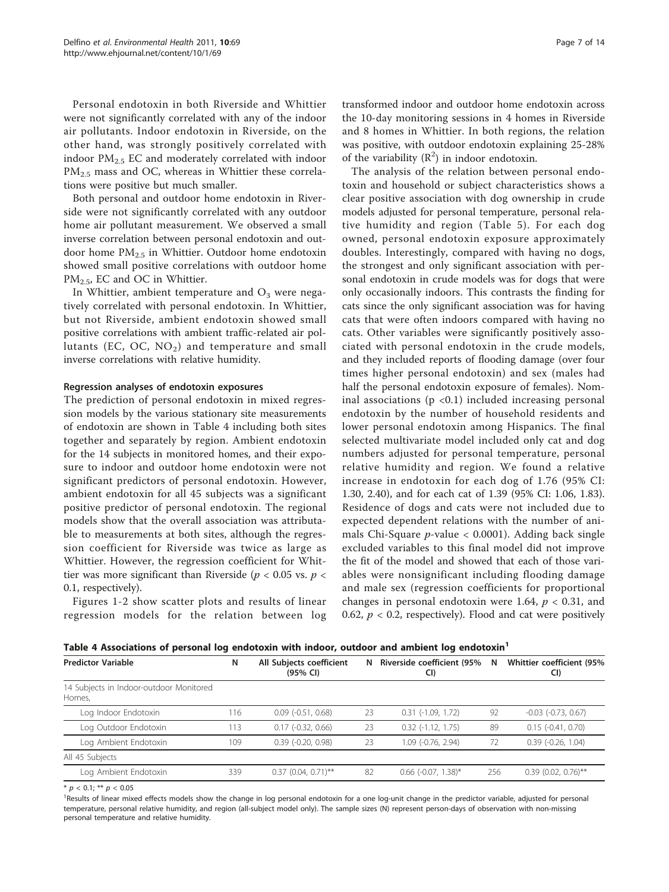Personal endotoxin in both Riverside and Whittier were not significantly correlated with any of the indoor air pollutants. Indoor endotoxin in Riverside, on the other hand, was strongly positively correlated with indoor $PM_{2.5}$ EC and moderately correlated with indoor $PM_{2.5}$ mass and OC, whereas in Whittier these correlations were positive but much smaller.

Both personal and outdoor home endotoxin in Riverside were not significantly correlated with any outdoor home air pollutant measurement. We observed a small inverse correlation between personal endotoxin and outdoor home $PM_{2.5}$ in Whittier. Outdoor home endotoxin showed small positive correlations with outdoor home $PM_{2.5}$, EC and OC in Whittier.

In Whittier, ambient temperature and $O_3$ were negatively correlated with personal endotoxin. In Whittier, but not Riverside, ambient endotoxin showed small positive correlations with ambient traffic-related air pollutants (EC, OC, $NO_2$) and temperature and small inverse correlations with relative humidity.

### Regression analyses of endotoxin exposures

The prediction of personal endotoxin in mixed regression models by the various stationary site measurements of endotoxin are shown in Table 4 including both sites together and separately by region. Ambient endotoxin for the 14 subjects in monitored homes, and their exposure to indoor and outdoor home endotoxin were not significant predictors of personal endotoxin. However, ambient endotoxin for all 45 subjects was a significant positive predictor of personal endotoxin. The regional models show that the overall association was attributable to measurements at both sites, although the regression coefficient for Riverside was twice as large as Whittier. However, the regression coefficient for Whittier was more significant than Riverside ($p < 0.05$ vs. $p < 0.1$, respectively).

Figures 1-2 show scatter plots and results of linear regression models for the relation between log transformed indoor and outdoor home endotoxin across the 10-day monitoring sessions in 4 homes in Riverside and 8 homes in Whittier. In both regions, the relation was positive, with outdoor endotoxin explaining 25-28% of the variability ($R^2$) in indoor endotoxin.

The analysis of the relation between personal endotoxin and household or subject characteristics shows a clear positive association with dog ownership in crude models adjusted for personal temperature, personal relative humidity and region (Table 5). For each dog owned, personal endotoxin exposure approximately doubles. Interestingly, compared with having no dogs, the strongest and only significant association with personal endotoxin in crude models was for dogs that were only occasionally indoors. This contrasts the finding for cats since the only significant association was for having cats that were often indoors compared with having no cats. Other variables were significantly positively associated with personal endotoxin in the crude models, and they included reports of flooding damage (over four times higher personal endotoxin) and sex (males had half the personal endotoxin exposure of females). Nominal associations (p <0.1) included increasing personal endotoxin by the number of household residents and lower personal endotoxin among Hispanics. The final selected multivariate model included only cat and dog numbers adjusted for personal temperature, personal relative humidity and region. We found a relative increase in endotoxin for each dog of 1.76 (95% CI: 1.30, 2.40), and for each cat of 1.39 (95% CI: 1.06, 1.83). Residence of dogs and cats were not included due to expected dependent relations with the number of animals Chi-Square $p$-value < 0.0001). Adding back single excluded variables to this final model did not improve the fit of the model and showed that each of those variables were nonsignificant including flooding damage and male sex (regression coefficients for proportional changes in personal endotoxin were 1.64, $p < 0.31$, and 0.62, $p < 0.2$, respectively). Flood and cat were positively

**Table 4 Associations of personal log endotoxin with indoor, outdoor and ambient log endotoxin[1]**

| Predictor Variable | N | All Subjects coefficient (95% CI) | N | Riverside coefficient (95% CI) | N | Whittier coefficient (95% CI) |
|---|---|---|---|---|---|---|
| 14 Subjects in Indoor-outdoor Monitored Homes, | | | | | | |
| Log Indoor Endotoxin | 116 | 0.09 (-0.51, 0.68) | 23 | 0.31 (-1.09, 1.72) | 92 | -0.03 (-0.73, 0.67) |
| Log Outdoor Endotoxin | 113 | 0.17 (-0.32, 0.66) | 23 | 0.32 (-1.12, 1.75) | 89 | 0.15 (-0.41, 0.70) |
| Log Ambient Endotoxin | 109 | 0.39 (-0.20, 0.98) | 23 | 1.09 (-0.76, 2.94) | 72 | 0.39 (-0.26, 1.04) |
| All 45 Subjects | | | | | | |
| Log Ambient Endotoxin | 339 | 0.37 (0.04, 0.71)** | 82 | 0.66 (-0.07, 1.38)* | 256 | 0.39 (0.02, 0.76)** |

* $p < 0.1$; ** $p < 0.05$

[1]Results of linear mixed effects models show the change in log personal endotoxin for a one log-unit change in the predictor variable, adjusted for personal temperature, personal relative humidity, and region (all-subject model only). The sample sizes (N) represent person-days of observation with non-missing personal temperature and relative humidity.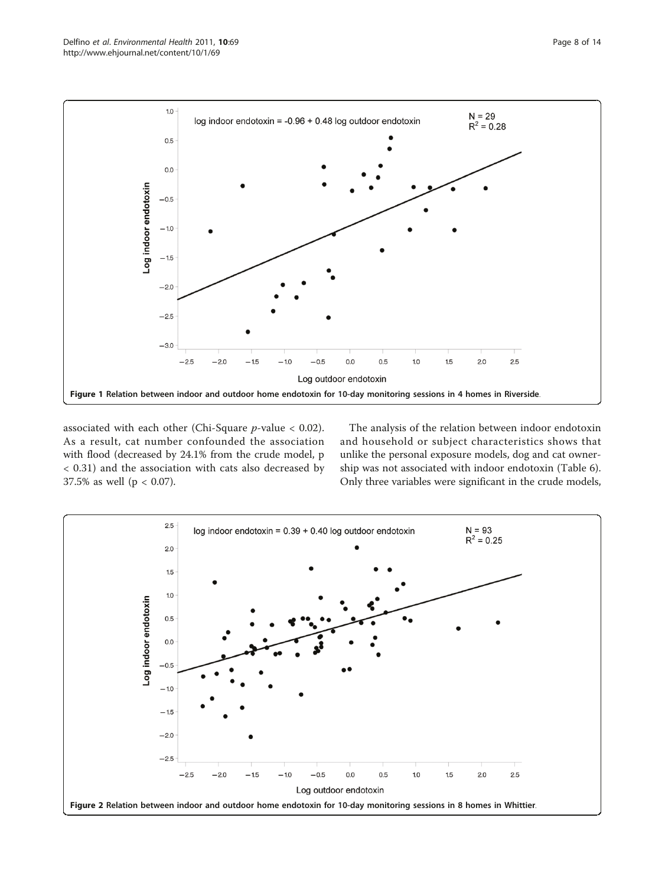**Figure 1 Relation between indoor and outdoor home endotoxin for 10-day monitoring sessions in 4 homes in Riverside.**

associated with each other (Chi-Square $p$-value $< 0.02$). As a result, cat number confounded the association with flood (decreased by 24.1% from the crude model, $p < 0.31$) and the association with cats also decreased by 37.5% as well ($p < 0.07$).

The analysis of the relation between indoor endotoxin and household or subject characteristics shows that unlike the personal exposure models, dog and cat ownership was not associated with indoor endotoxin (Table 6). Only three variables were significant in the crude models,

**Figure 2 Relation between indoor and outdoor home endotoxin for 10-day monitoring sessions in 8 homes in Whittier.**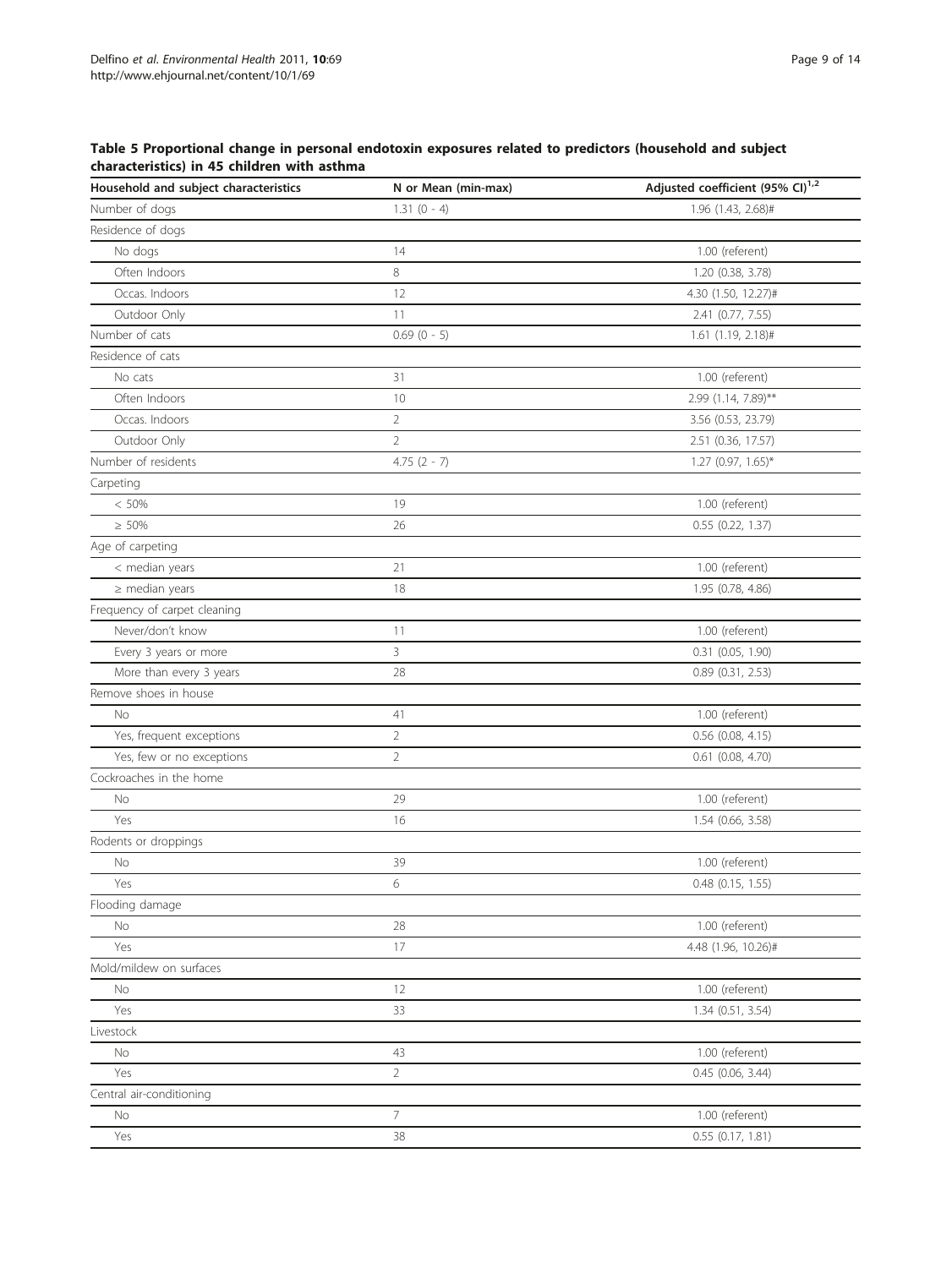**Table 5 Proportional change in personal endotoxin exposures related to predictors (household and subject characteristics) in 45 children with asthma**

| Household and subject characteristics | N or Mean (min-max) | Adjusted coefficient (95% CI)[1,2] |
|---|---|---|
| Number of dogs | 1.31 (0 - 4) | 1.96 (1.43, 2.68)# |
| Residence of dogs | | |
| No dogs | 14 | 1.00 (referent) |
| Often Indoors | 8 | 1.20 (0.38, 3.78) |
| Occas. Indoors | 12 | 4.30 (1.50, 12.27)# |
| Outdoor Only | 11 | 2.41 (0.77, 7.55) |
| Number of cats | 0.69 (0 - 5) | 1.61 (1.19, 2.18)# |
| Residence of cats | | |
| No cats | 31 | 1.00 (referent) |
| Often Indoors | 10 | 2.99 (1.14, 7.89)** |
| Occas. Indoors | 2 | 3.56 (0.53, 23.79) |
| Outdoor Only | 2 | 2.51 (0.36, 17.57) |
| Number of residents | 4.75 (2 - 7) | 1.27 (0.97, 1.65)* |
| Carpeting | | |
| < 50% | 19 | 1.00 (referent) |
| ≥ 50% | 26 | 0.55 (0.22, 1.37) |
| Age of carpeting | | |
| < median years | 21 | 1.00 (referent) |
| ≥ median years | 18 | 1.95 (0.78, 4.86) |
| Frequency of carpet cleaning | | |
| Never/don't know | 11 | 1.00 (referent) |
| Every 3 years or more | 3 | 0.31 (0.05, 1.90) |
| More than every 3 years | 28 | 0.89 (0.31, 2.53) |
| Remove shoes in house | | |
| No | 41 | 1.00 (referent) |
| Yes, frequent exceptions | 2 | 0.56 (0.08, 4.15) |
| Yes, few or no exceptions | 2 | 0.61 (0.08, 4.70) |
| Cockroaches in the home | | |
| No | 29 | 1.00 (referent) |
| Yes | 16 | 1.54 (0.66, 3.58) |
| Rodents or droppings | | |
| No | 39 | 1.00 (referent) |
| Yes | 6 | 0.48 (0.15, 1.55) |
| Flooding damage | | |
| No | 28 | 1.00 (referent) |
| Yes | 17 | 4.48 (1.96, 10.26)# |
| Mold/mildew on surfaces | | |
| No | 12 | 1.00 (referent) |
| Yes | 33 | 1.34 (0.51, 3.54) |
| Livestock | | |
| No | 43 | 1.00 (referent) |
| Yes | 2 | 0.45 (0.06, 3.44) |
| Central air-conditioning | | |
| No | 7 | 1.00 (referent) |
| Yes | 38 | 0.55 (0.17, 1.81) |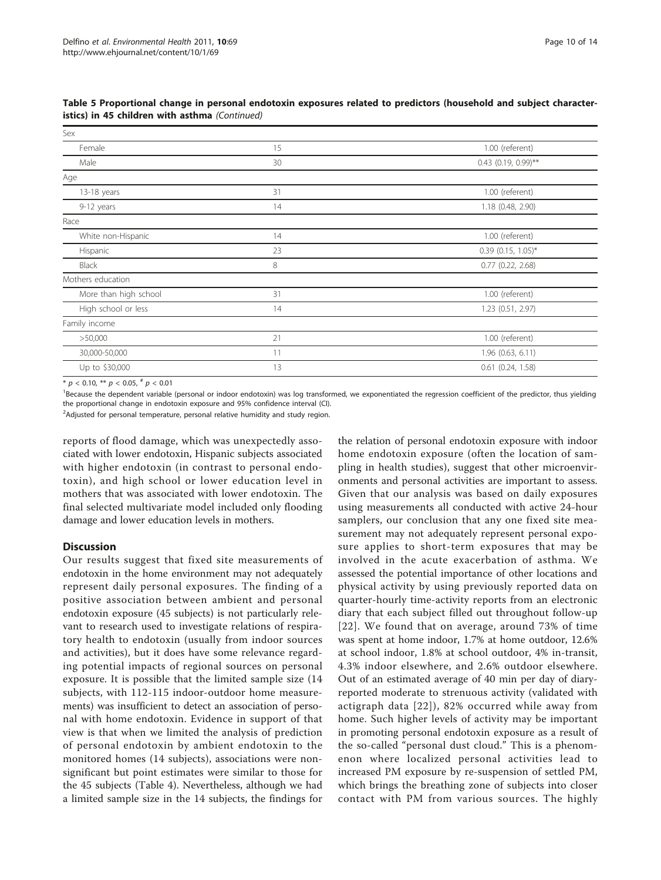**Table 5 Proportional change in personal endotoxin exposures related to predictors (household and subject characteristics) in 45 children with asthma** *(Continued)*

| | | |
|---|---|---|
| Sex | | |
| Female | 15 | 1.00 (referent) |
| Male | 30 | 0.43 (0.19, 0.99)** |
| Age | | |
| 13-18 years | 31 | 1.00 (referent) |
| 9-12 years | 14 | 1.18 (0.48, 2.90) |
| Race | | |
| White non-Hispanic | 14 | 1.00 (referent) |
| Hispanic | 23 | 0.39 (0.15, 1.05)* |
| Black | 8 | 0.77 (0.22, 2.68) |
| Mothers education | | |
| More than high school | 31 | 1.00 (referent) |
| High school or less | 14 | 1.23 (0.51, 2.97) |
| Family income | | |
| >50,000 | 21 | 1.00 (referent) |
| 30,000-50,000 | 11 | 1.96 (0.63, 6.11) |
| Up to $30,000 | 13 | 0.61 (0.24, 1.58) |

\* $p < 0.10$, ** $p < 0.05$, # $p < 0.01$

[1]Because the dependent variable (personal or indoor endotoxin) was log transformed, we exponentiated the regression coefficient of the predictor, thus yielding the proportional change in endotoxin exposure and 95% confidence interval (CI).

[2]Adjusted for personal temperature, personal relative humidity and study region.

reports of flood damage, which was unexpectedly associated with lower endotoxin, Hispanic subjects associated with higher endotoxin (in contrast to personal endotoxin), and high school or lower education level in mothers that was associated with lower endotoxin. The final selected multivariate model included only flooding damage and lower education levels in mothers.

## Discussion

Our results suggest that fixed site measurements of endotoxin in the home environment may not adequately represent daily personal exposures. The finding of a positive association between ambient and personal endotoxin exposure (45 subjects) is not particularly relevant to research used to investigate relations of respiratory health to endotoxin (usually from indoor sources and activities), but it does have some relevance regarding potential impacts of regional sources on personal exposure. It is possible that the limited sample size (14 subjects, with 112-115 indoor-outdoor home measurements) was insufficient to detect an association of personal with home endotoxin. Evidence in support of that view is that when we limited the analysis of prediction of personal endotoxin by ambient endotoxin to the monitored homes (14 subjects), associations were nonsignificant but point estimates were similar to those for the 45 subjects (Table 4). Nevertheless, although we had a limited sample size in the 14 subjects, the findings for the relation of personal endotoxin exposure with indoor home endotoxin exposure (often the location of sampling in health studies), suggest that other microenvironments and personal activities are important to assess. Given that our analysis was based on daily exposures using measurements all conducted with active 24-hour samplers, our conclusion that any one fixed site measurement may not adequately represent personal exposure applies to short-term exposures that may be involved in the acute exacerbation of asthma. We assessed the potential importance of other locations and physical activity by using previously reported data on quarter-hourly time-activity reports from an electronic diary that each subject filled out throughout follow-up [22]. We found that on average, around 73% of time was spent at home indoor, 1.7% at home outdoor, 12.6% at school indoor, 1.8% at school outdoor, 4% in-transit, 4.3% indoor elsewhere, and 2.6% outdoor elsewhere. Out of an estimated average of 40 min per day of diary-reported moderate to strenuous activity (validated with actigraph data [22]), 82% occurred while away from home. Such higher levels of activity may be important in promoting personal endotoxin exposure as a result of the so-called "personal dust cloud." This is a phenomenon where localized personal activities lead to increased PM exposure by re-suspension of settled PM, which brings the breathing zone of subjects into closer contact with PM from various sources. The highly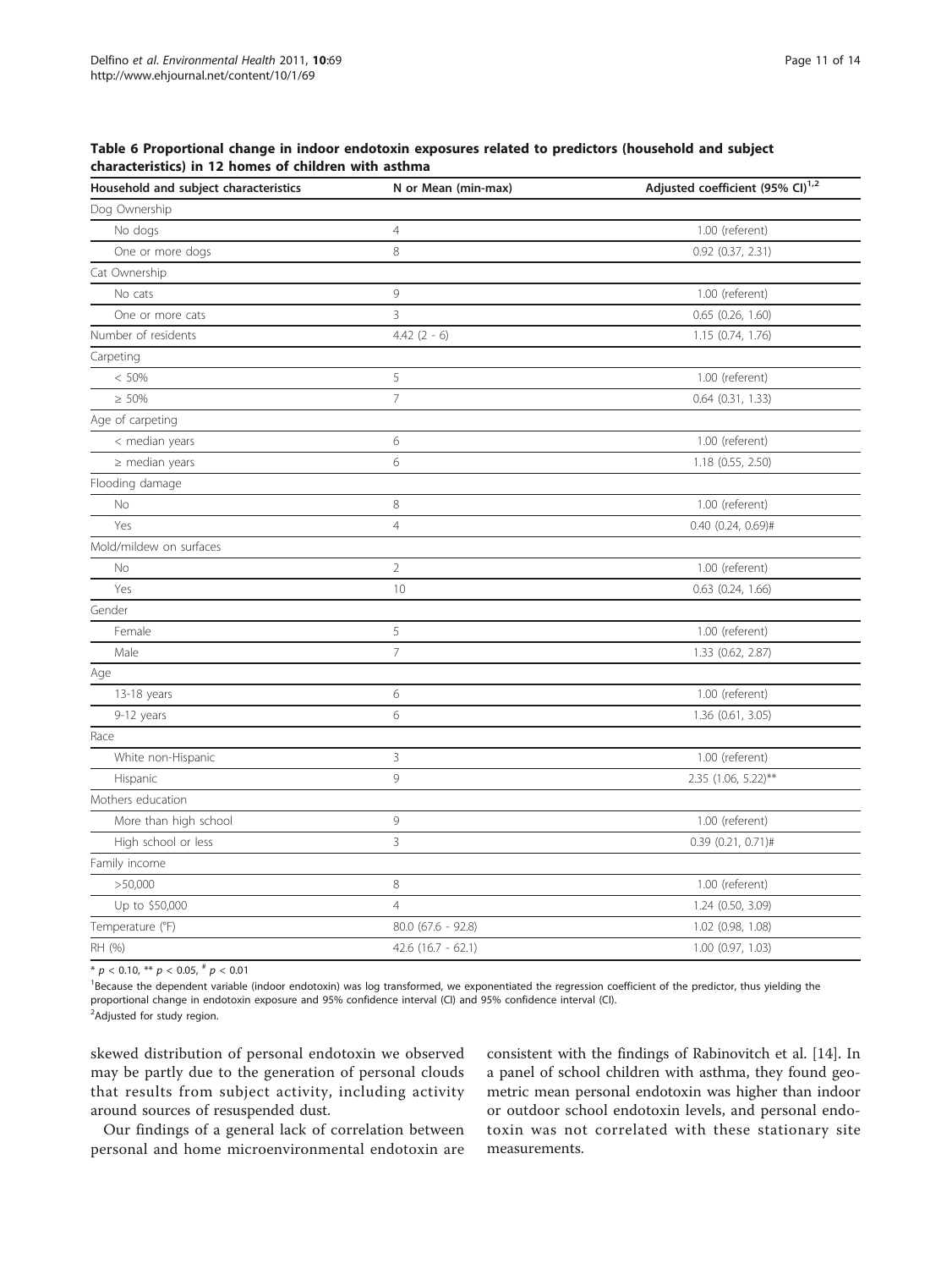**Table 6 Proportional change in indoor endotoxin exposures related to predictors (household and subject characteristics) in 12 homes of children with asthma**

| Household and subject characteristics | N or Mean (min-max) | Adjusted coefficient (95% CI)[1,2] |
|---|---|---|
| Dog Ownership | | |
| No dogs | 4 | 1.00 (referent) |
| One or more dogs | 8 | 0.92 (0.37, 2.31) |
| Cat Ownership | | |
| No cats | 9 | 1.00 (referent) |
| One or more cats | 3 | 0.65 (0.26, 1.60) |
| Number of residents | 4.42 (2 - 6) | 1.15 (0.74, 1.76) |
| Carpeting | | |
| < 50% | 5 | 1.00 (referent) |
| ≥ 50% | 7 | 0.64 (0.31, 1.33) |
| Age of carpeting | | |
| < median years | 6 | 1.00 (referent) |
| ≥ median years | 6 | 1.18 (0.55, 2.50) |
| Flooding damage | | |
| No | 8 | 1.00 (referent) |
| Yes | 4 | 0.40 (0.24, 0.69)# |
| Mold/mildew on surfaces | | |
| No | 2 | 1.00 (referent) |
| Yes | 10 | 0.63 (0.24, 1.66) |
| Gender | | |
| Female | 5 | 1.00 (referent) |
| Male | 7 | 1.33 (0.62, 2.87) |
| Age | | |
| 13-18 years | 6 | 1.00 (referent) |
| 9-12 years | 6 | 1.36 (0.61, 3.05) |
| Race | | |
| White non-Hispanic | 3 | 1.00 (referent) |
| Hispanic | 9 | 2.35 (1.06, 5.22)** |
| Mothers education | | |
| More than high school | 9 | 1.00 (referent) |
| High school or less | 3 | 0.39 (0.21, 0.71)# |
| Family income | | |
| >50,000 | 8 | 1.00 (referent) |
| Up to $50,000 | 4 | 1.24 (0.50, 3.09) |
| Temperature (°F) | 80.0 (67.6 - 92.8) | 1.02 (0.98, 1.08) |
| RH (%) | 42.6 (16.7 - 62.1) | 1.00 (0.97, 1.03) |

* $p < 0.10$, ** $p < 0.05$, # $p < 0.01$

[1]Because the dependent variable (indoor endotoxin) was log transformed, we exponentiated the regression coefficient of the predictor, thus yielding the proportional change in endotoxin exposure and 95% confidence interval (CI) and 95% confidence interval (CI).

[2]Adjusted for study region.

skewed distribution of personal endotoxin we observed may be partly due to the generation of personal clouds that results from subject activity, including activity around sources of resuspended dust.

Our findings of a general lack of correlation between personal and home microenvironmental endotoxin are consistent with the findings of Rabinovitch et al. [14]. In a panel of school children with asthma, they found geometric mean personal endotoxin was higher than indoor or outdoor school endotoxin levels, and personal endotoxin was not correlated with these stationary site measurements.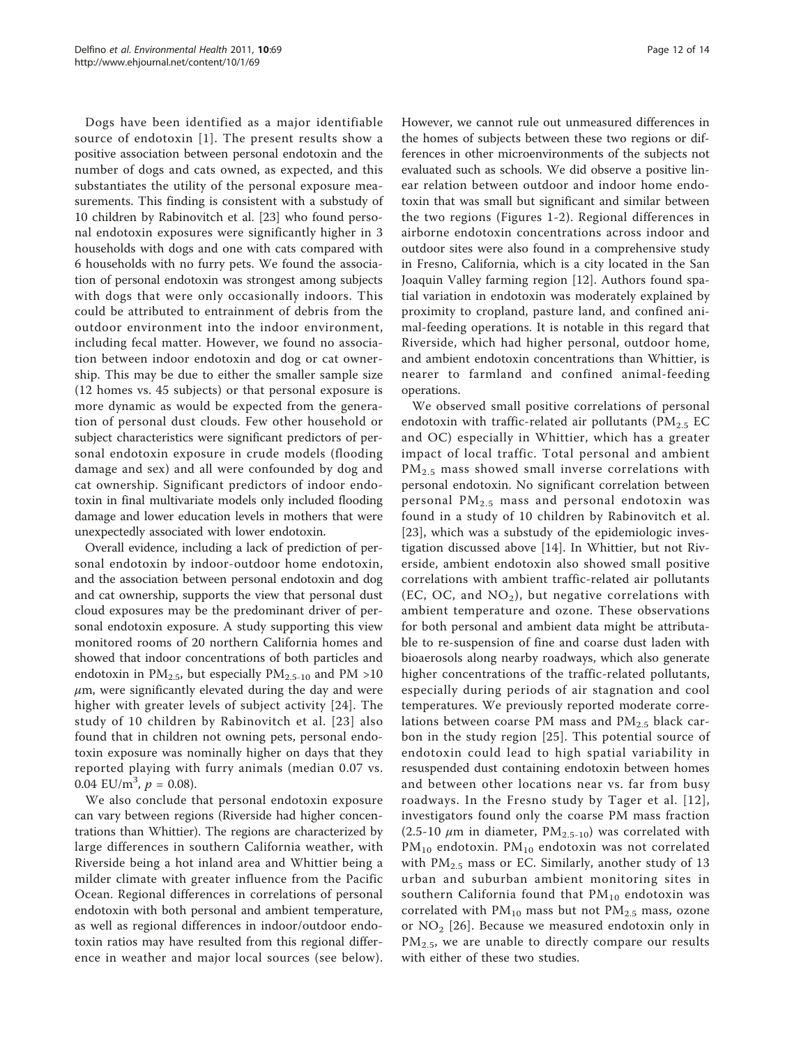Dogs have been identified as a major identifiable source of endotoxin [1]. The present results show a positive association between personal endotoxin and the number of dogs and cats owned, as expected, and this substantiates the utility of the personal exposure measurements. This finding is consistent with a substudy of 10 children by Rabinovitch et al. [23] who found personal endotoxin exposures were significantly higher in 3 households with dogs and one with cats compared with 6 households with no furry pets. We found the association of personal endotoxin was strongest among subjects with dogs that were only occasionally indoors. This could be attributed to entrainment of debris from the outdoor environment into the indoor environment, including fecal matter. However, we found no association between indoor endotoxin and dog or cat ownership. This may be due to either the smaller sample size (12 homes vs. 45 subjects) or that personal exposure is more dynamic as would be expected from the generation of personal dust clouds. Few other household or subject characteristics were significant predictors of personal endotoxin exposure in crude models (flooding damage and sex) and all were confounded by dog and cat ownership. Significant predictors of indoor endotoxin in final multivariate models only included flooding damage and lower education levels in mothers that were unexpectedly associated with lower endotoxin.

Overall evidence, including a lack of prediction of personal endotoxin by indoor-outdoor home endotoxin, and the association between personal endotoxin and dog and cat ownership, supports the view that personal dust cloud exposures may be the predominant driver of personal endotoxin exposure. A study supporting this view monitored rooms of 20 northern California homes and showed that indoor concentrations of both particles and endotoxin in $PM_{2.5}$, but especially $PM_{2.5\text{-}10}$ and PM >10 $\mu$m, were significantly elevated during the day and were higher with greater levels of subject activity [24]. The study of 10 children by Rabinovitch et al. [23] also found that in children not owning pets, personal endotoxin exposure was nominally higher on days that they reported playing with furry animals (median 0.07 vs. 0.04 EU/m$^3$, $p = 0.08$).

We also conclude that personal endotoxin exposure can vary between regions (Riverside had higher concentrations than Whittier). The regions are characterized by large differences in southern California weather, with Riverside being a hot inland area and Whittier being a milder climate with greater influence from the Pacific Ocean. Regional differences in correlations of personal endotoxin with both personal and ambient temperature, as well as regional differences in indoor/outdoor endotoxin ratios may have resulted from this regional difference in weather and major local sources (see below). However, we cannot rule out unmeasured differences in the homes of subjects between these two regions or differences in other microenvironments of the subjects not evaluated such as schools. We did observe a positive linear relation between outdoor and indoor home endotoxin that was small but significant and similar between the two regions (Figures 1-2). Regional differences in airborne endotoxin concentrations across indoor and outdoor sites were also found in a comprehensive study in Fresno, California, which is a city located in the San Joaquin Valley farming region [12]. Authors found spatial variation in endotoxin was moderately explained by proximity to cropland, pasture land, and confined animal-feeding operations. It is notable in this regard that Riverside, which had higher personal, outdoor home, and ambient endotoxin concentrations than Whittier, is nearer to farmland and confined animal-feeding operations.

We observed small positive correlations of personal endotoxin with traffic-related air pollutants ($PM_{2.5}$ EC and OC) especially in Whittier, which has a greater impact of local traffic. Total personal and ambient $PM_{2.5}$ mass showed small inverse correlations with personal endotoxin. No significant correlation between personal $PM_{2.5}$ mass and personal endotoxin was found in a study of 10 children by Rabinovitch et al. [23], which was a substudy of the epidemiologic investigation discussed above [14]. In Whittier, but not Riverside, ambient endotoxin also showed small positive correlations with ambient traffic-related air pollutants (EC, OC, and $NO_2$), but negative correlations with ambient temperature and ozone. These observations for both personal and ambient data might be attributable to re-suspension of fine and coarse dust laden with bioaerosols along nearby roadways, which also generate higher concentrations of the traffic-related pollutants, especially during periods of air stagnation and cool temperatures. We previously reported moderate correlations between coarse PM mass and $PM_{2.5}$ black carbon in the study region [25]. This potential source of endotoxin could lead to high spatial variability in resuspended dust containing endotoxin between homes and between other locations near vs. far from busy roadways. In the Fresno study by Tager et al. [12], investigators found only the coarse PM mass fraction (2.5-10 $\mu$m in diameter, $PM_{2.5\text{-}10}$) was correlated with $PM_{10}$ endotoxin. $PM_{10}$ endotoxin was not correlated with $PM_{2.5}$ mass or EC. Similarly, another study of 13 urban and suburban ambient monitoring sites in southern California found that $PM_{10}$ endotoxin was correlated with $PM_{10}$ mass but not $PM_{2.5}$ mass, ozone or $NO_2$ [26]. Because we measured endotoxin only in $PM_{2.5}$, we are unable to directly compare our results with either of these two studies.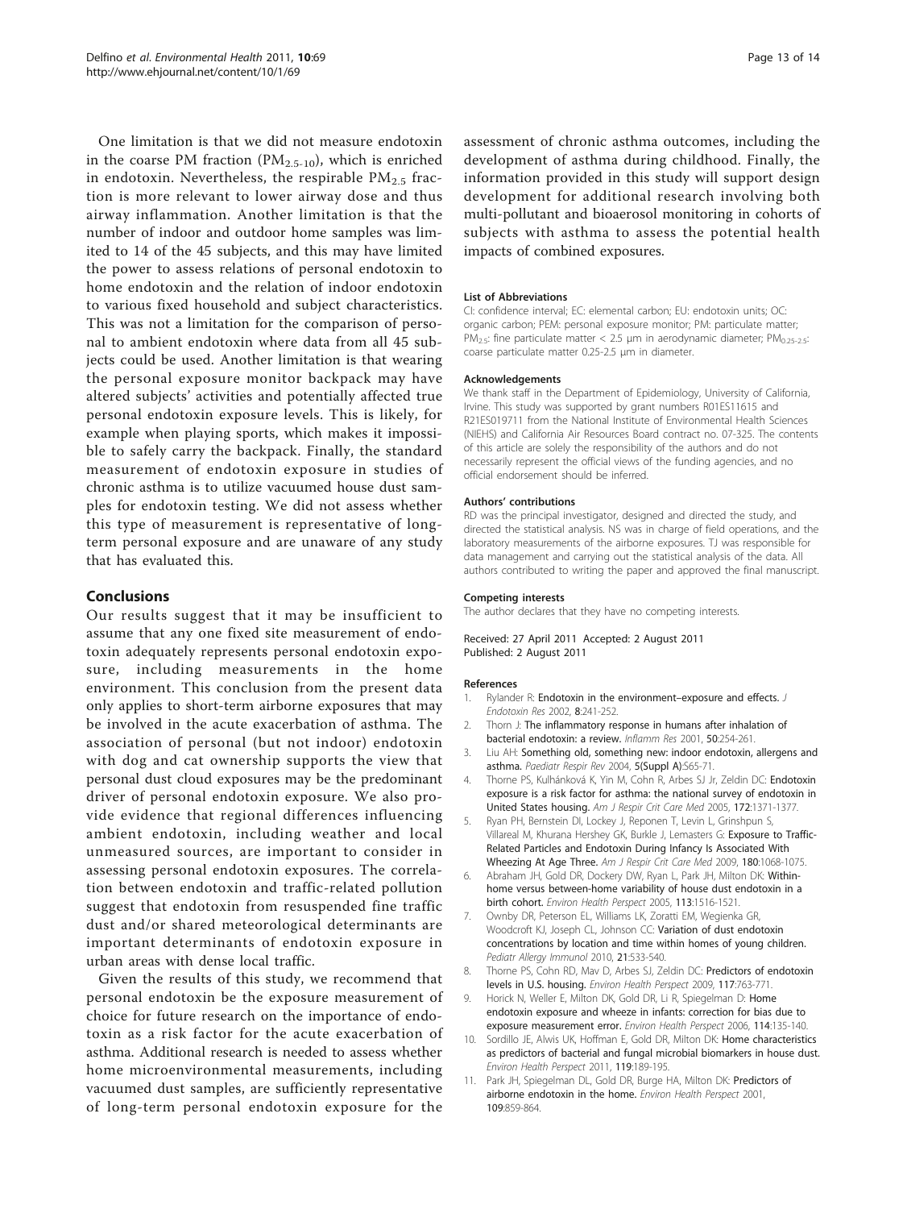One limitation is that we did not measure endotoxin in the coarse PM fraction ($PM_{2.5-10}$), which is enriched in endotoxin. Nevertheless, the respirable $PM_{2.5}$ fraction is more relevant to lower airway dose and thus airway inflammation. Another limitation is that the number of indoor and outdoor home samples was limited to 14 of the 45 subjects, and this may have limited the power to assess relations of personal endotoxin to home endotoxin and the relation of indoor endotoxin to various fixed household and subject characteristics. This was not a limitation for the comparison of personal to ambient endotoxin where data from all 45 subjects could be used. Another limitation is that wearing the personal exposure monitor backpack may have altered subjects' activities and potentially affected true personal endotoxin exposure levels. This is likely, for example when playing sports, which makes it impossible to safely carry the backpack. Finally, the standard measurement of endotoxin exposure in studies of chronic asthma is to utilize vacuumed house dust samples for endotoxin testing. We did not assess whether this type of measurement is representative of long-term personal exposure and are unaware of any study that has evaluated this.

## Conclusions

Our results suggest that it may be insufficient to assume that any one fixed site measurement of endotoxin adequately represents personal endotoxin exposure, including measurements in the home environment. This conclusion from the present data only applies to short-term airborne exposures that may be involved in the acute exacerbation of asthma. The association of personal (but not indoor) endotoxin with dog and cat ownership supports the view that personal dust cloud exposures may be the predominant driver of personal endotoxin exposure. We also provide evidence that regional differences influencing ambient endotoxin, including weather and local unmeasured sources, are important to consider in assessing personal endotoxin exposures. The correlation between endotoxin and traffic-related pollution suggest that endotoxin from resuspended fine traffic dust and/or shared meteorological determinants are important determinants of endotoxin exposure in urban areas with dense local traffic.

Given the results of this study, we recommend that personal endotoxin be the exposure measurement of choice for future research on the importance of endotoxin as a risk factor for the acute exacerbation of asthma. Additional research is needed to assess whether home microenvironmental measurements, including vacuumed dust samples, are sufficiently representative of long-term personal endotoxin exposure for the assessment of chronic asthma outcomes, including the development of asthma during childhood. Finally, the information provided in this study will support design development for additional research involving both multi-pollutant and bioaerosol monitoring in cohorts of subjects with asthma to assess the potential health impacts of combined exposures.

#### List of Abbreviations

CI: confidence interval; EC: elemental carbon; EU: endotoxin units; OC: organic carbon; PEM: personal exposure monitor; PM: particulate matter; $PM_{2.5}$: fine particulate matter < 2.5 μm in aerodynamic diameter; $PM_{0.25-2.5}$: coarse particulate matter 0.25-2.5 μm in diameter.

#### Acknowledgements

We thank staff in the Department of Epidemiology, University of California, Irvine. This study was supported by grant numbers R01ES11615 and R21ES019711 from the National Institute of Environmental Health Sciences (NIEHS) and California Air Resources Board contract no. 07-325. The contents of this article are solely the responsibility of the authors and do not necessarily represent the official views of the funding agencies, and no official endorsement should be inferred.

#### Authors' contributions

RD was the principal investigator, designed and directed the study, and directed the statistical analysis. NS was in charge of field operations, and the laboratory measurements of the airborne exposures. TJ was responsible for data management and carrying out the statistical analysis of the data. All authors contributed to writing the paper and approved the final manuscript.

#### Competing interests

The author declares that they have no competing interests.

Received: 27 April 2011 Accepted: 2 August 2011
Published: 2 August 2011

#### References

1. Rylander R: **Endotoxin in the environment–exposure and effects.** *J Endotoxin Res* 2002, **8**:241-252.
2. Thorn J: **The inflammatory response in humans after inhalation of bacterial endotoxin: a review.** *Inflamm Res* 2001, **50**:254-261.
3. Liu AH: **Something old, something new: indoor endotoxin, allergens and asthma.** *Paediatr Respir Rev* 2004, **5(Suppl A)**:S65-71.
4. Thorne PS, Kulhánková K, Yin M, Cohn R, Arbes SJ Jr, Zeldin DC: **Endotoxin exposure is a risk factor for asthma: the national survey of endotoxin in United States housing.** *Am J Respir Crit Care Med* 2005, **172**:1371-1377.
5. Ryan PH, Bernstein DI, Lockey J, Reponen T, Levin L, Grinshpun S, Villareal M, Khurana Hershey GK, Burkle J, Lemasters G: **Exposure to Traffic-Related Particles and Endotoxin During Infancy Is Associated With Wheezing At Age Three.** *Am J Respir Crit Care Med* 2009, **180**:1068-1075.
6. Abraham JH, Gold DR, Dockery DW, Ryan L, Park JH, Milton DK: **Within-home versus between-home variability of house dust endotoxin in a birth cohort.** *Environ Health Perspect* 2005, **113**:1516-1521.
7. Ownby DR, Peterson EL, Williams LK, Zoratti EM, Wegienka GR, Woodcroft KJ, Joseph CL, Johnson CC: **Variation of dust endotoxin concentrations by location and time within homes of young children.** *Pediatr Allergy Immunol* 2010, **21**:533-540.
8. Thorne PS, Cohn RD, Mav D, Arbes SJ, Zeldin DC: **Predictors of endotoxin levels in U.S. housing.** *Environ Health Perspect* 2009, **117**:763-771.
9. Horick N, Weller E, Milton DK, Gold DR, Li R, Spiegelman D: **Home endotoxin exposure and wheeze in infants: correction for bias due to exposure measurement error.** *Environ Health Perspect* 2006, **114**:135-140.
10. Sordillo JE, Alwis UK, Hoffman E, Gold DR, Milton DK: **Home characteristics as predictors of bacterial and fungal microbial biomarkers in house dust.** *Environ Health Perspect* 2011, **119**:189-195.
11. Park JH, Spiegelman DL, Gold DR, Burge HA, Milton DK: **Predictors of airborne endotoxin in the home.** *Environ Health Perspect* 2001, **109**:859-864.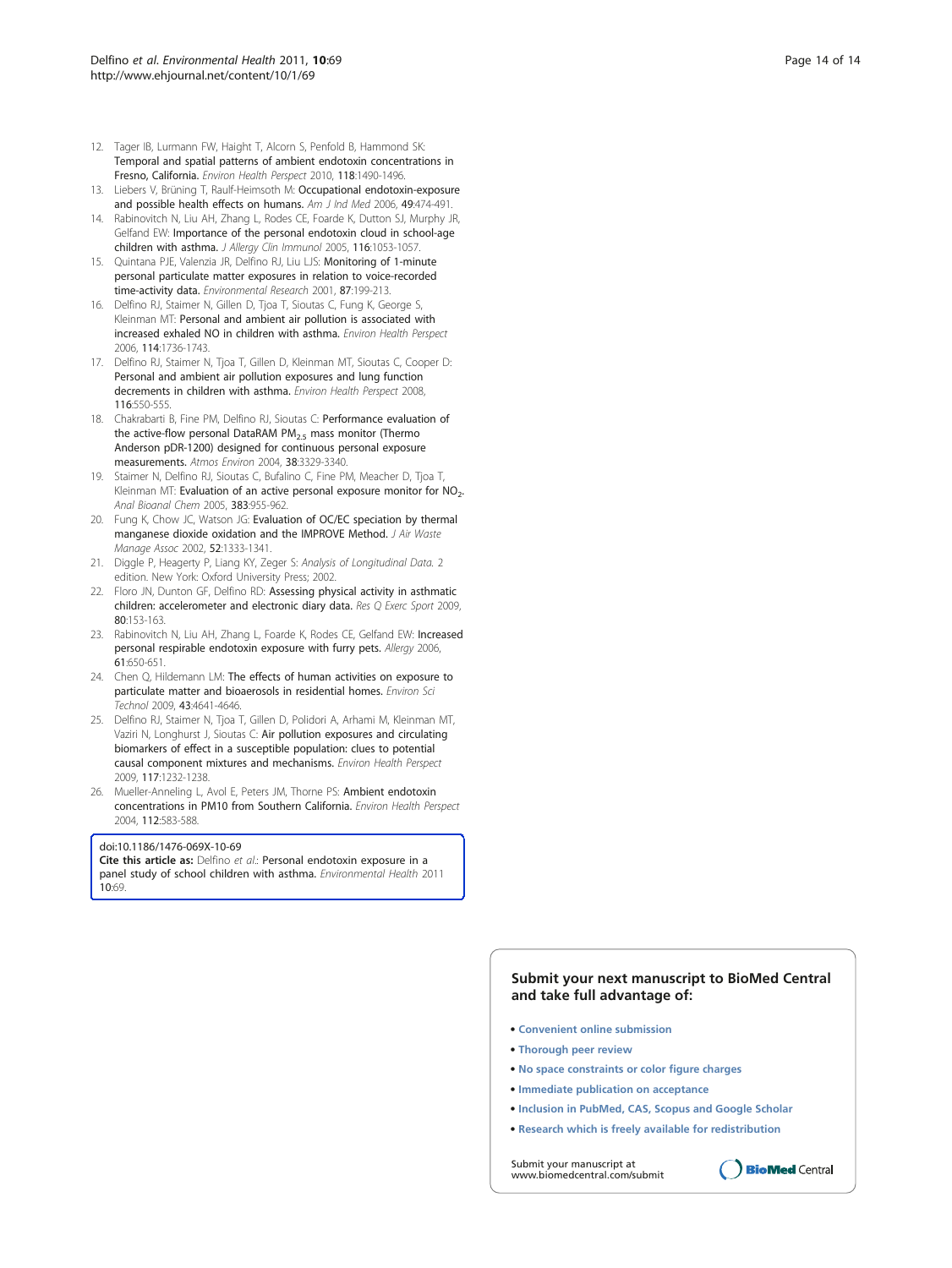12. Tager IB, Lurmann FW, Haight T, Alcorn S, Penfold B, Hammond SK: **Temporal and spatial patterns of ambient endotoxin concentrations in Fresno, California.** *Environ Health Perspect* 2010, **118**:1490-1496.
13. Liebers V, Brüning T, Raulf-Heimsoth M: **Occupational endotoxin-exposure and possible health effects on humans.** *Am J Ind Med* 2006, **49**:474-491.
14. Rabinovitch N, Liu AH, Zhang L, Rodes CE, Foarde K, Dutton SJ, Murphy JR, Gelfand EW: **Importance of the personal endotoxin cloud in school-age children with asthma.** *J Allergy Clin Immunol* 2005, **116**:1053-1057.
15. Quintana PJE, Valenzia JR, Delfino RJ, Liu LJS: **Monitoring of 1-minute personal particulate matter exposures in relation to voice-recorded time-activity data.** *Environmental Research* 2001, **87**:199-213.
16. Delfino RJ, Staimer N, Gillen D, Tjoa T, Sioutas C, Fung K, George S, Kleinman MT: **Personal and ambient air pollution is associated with increased exhaled NO in children with asthma.** *Environ Health Perspect* 2006, **114**:1736-1743.
17. Delfino RJ, Staimer N, Tjoa T, Gillen D, Kleinman MT, Sioutas C, Cooper D: **Personal and ambient air pollution exposures and lung function decrements in children with asthma.** *Environ Health Perspect* 2008, **116**:550-555.
18. Chakrabarti B, Fine PM, Delfino RJ, Sioutas C: **Performance evaluation of the active-flow personal DataRAM $PM_{2.5}$ mass monitor (Thermo Anderson pDR-1200) designed for continuous personal exposure measurements.** *Atmos Environ* 2004, **38**:3329-3340.
19. Staimer N, Delfino RJ, Sioutas C, Bufalino C, Fine PM, Meacher D, Tjoa T, Kleinman MT: **Evaluation of an active personal exposure monitor for $NO_2$.** *Anal Bioanal Chem* 2005, **383**:955-962.
20. Fung K, Chow JC, Watson JG: **Evaluation of OC/EC speciation by thermal manganese dioxide oxidation and the IMPROVE Method.** *J Air Waste Manage Assoc* 2002, **52**:1333-1341.
21. Diggle P, Heagerty P, Liang KY, Zeger S: *Analysis of Longitudinal Data.* 2 edition. New York: Oxford University Press; 2002.
22. Floro JN, Dunton GF, Delfino RD: **Assessing physical activity in asthmatic children: accelerometer and electronic diary data.** *Res Q Exerc Sport* 2009, **80**:153-163.
23. Rabinovitch N, Liu AH, Zhang L, Foarde K, Rodes CE, Gelfand EW: **Increased personal respirable endotoxin exposure with furry pets.** *Allergy* 2006, **61**:650-651.
24. Chen Q, Hildemann LM: **The effects of human activities on exposure to particulate matter and bioaerosols in residential homes.** *Environ Sci Technol* 2009, **43**:4641-4646.
25. Delfino RJ, Staimer N, Tjoa T, Gillen D, Polidori A, Arhami M, Kleinman MT, Vaziri N, Longhurst J, Sioutas C: **Air pollution exposures and circulating biomarkers of effect in a susceptible population: clues to potential causal component mixtures and mechanisms.** *Environ Health Perspect* 2009, **117**:1232-1238.
26. Mueller-Anneling L, Avol E, Peters JM, Thorne PS: **Ambient endotoxin concentrations in PM10 from Southern California.** *Environ Health Perspect* 2004, **112**:583-588.

doi:10.1186/1476-069X-10-69

**Cite this article as:** Delfino *et al.*: Personal endotoxin exposure in a panel study of school children with asthma. *Environmental Health* 2011 **10**:69.

**Submit your next manuscript to BioMed Central and take full advantage of:**

- **Convenient online submission**
- **Thorough peer review**
- **No space constraints or color figure charges**
- **Immediate publication on acceptance**
- **Inclusion in PubMed, CAS, Scopus and Google Scholar**
- **Research which is freely available for redistribution**

Submit your manuscript at www.biomedcentral.com/submit

BioMed Central